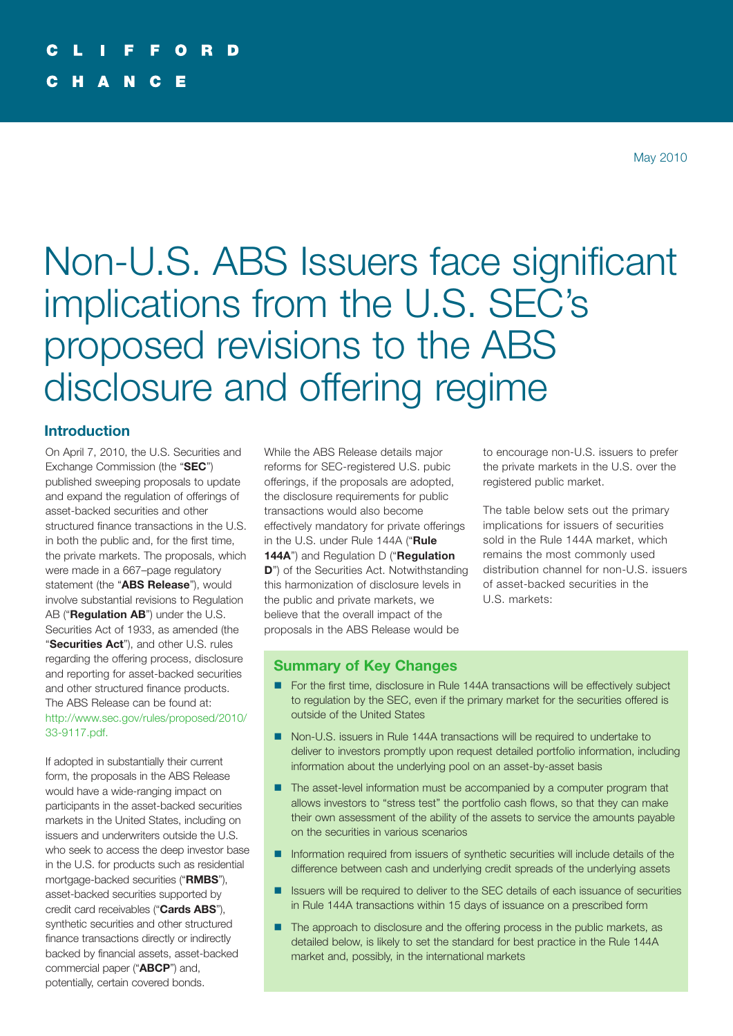CLIFFORD CHANCE

May 2010

# Non-U.S. ABS Issuers face significant implications from the U.S. SEC's proposed revisions to the ABS disclosure and offering regime

## Introduction

On April 7, 2010, the U.S. Securities and Exchange Commission (the "**SEC**") published sweeping proposals to update and expand the regulation of offerings of asset-backed securities and other structured finance transactions in the U.S. in both the public and, for the first time, the private markets. The proposals, which were made in a 667–page regulatory statement (the "**ABS Release**"), would involve substantial revisions to Regulation AB ("**Regulation AB**") under the U.S. Securities Act of 1933, as amended (the "**Securities Act**"), and other U.S. rules regarding the offering process, disclosure and reporting for asset-backed securities and other structured finance products. The ABS Release can be found at: http://www.sec.gov/rules/proposed/2010/33-9117.pdf.

If adopted in substantially their current form, the proposals in the ABS Release would have a wide-ranging impact on participants in the asset-backed securities markets in the United States, including on issuers and underwriters outside the U.S. who seek to access the deep investor base in the U.S. for products such as residential mortgage-backed securities ("**RMBS**"), asset-backed securities supported by credit card receivables ("**Cards ABS**"), synthetic securities and other structured finance transactions directly or indirectly backed by financial assets, asset-backed commercial paper ("**ABCP**") and, potentially, certain covered bonds.

While the ABS Release details major reforms for SEC-registered U.S. pubic offerings, if the proposals are adopted, the disclosure requirements for public transactions would also become effectively mandatory for private offerings in the U.S. under Rule 144A ("**Rule 144A**") and Regulation D ("**Regulation D**") of the Securities Act. Notwithstanding this harmonization of disclosure levels in the public and private markets, we believe that the overall impact of the proposals in the ABS Release would be to encourage non-U.S. issuers to prefer the private markets in the U.S. over the registered public market.

The table below sets out the primary implications for issuers of securities sold in the Rule 144A market, which remains the most commonly used distribution channel for non-U.S. issuers of asset-backed securities in the U.S. markets:

### Summary of Key Changes

- For the first time, disclosure in Rule 144A transactions will be effectively subject to regulation by the SEC, even if the primary market for the securities offered is outside of the United States
- Non-U.S. issuers in Rule 144A transactions will be required to undertake to deliver to investors promptly upon request detailed portfolio information, including information about the underlying pool on an asset-by-asset basis
- The asset-level information must be accompanied by a computer program that allows investors to "stress test" the portfolio cash flows, so that they can make their own assessment of the ability of the assets to service the amounts payable on the securities in various scenarios
- Information required from issuers of synthetic securities will include details of the difference between cash and underlying credit spreads of the underlying assets
- Issuers will be required to deliver to the SEC details of each issuance of securities in Rule 144A transactions within 15 days of issuance on a prescribed form
- The approach to disclosure and the offering process in the public markets, as detailed below, is likely to set the standard for best practice in the Rule 144A market and, possibly, in the international markets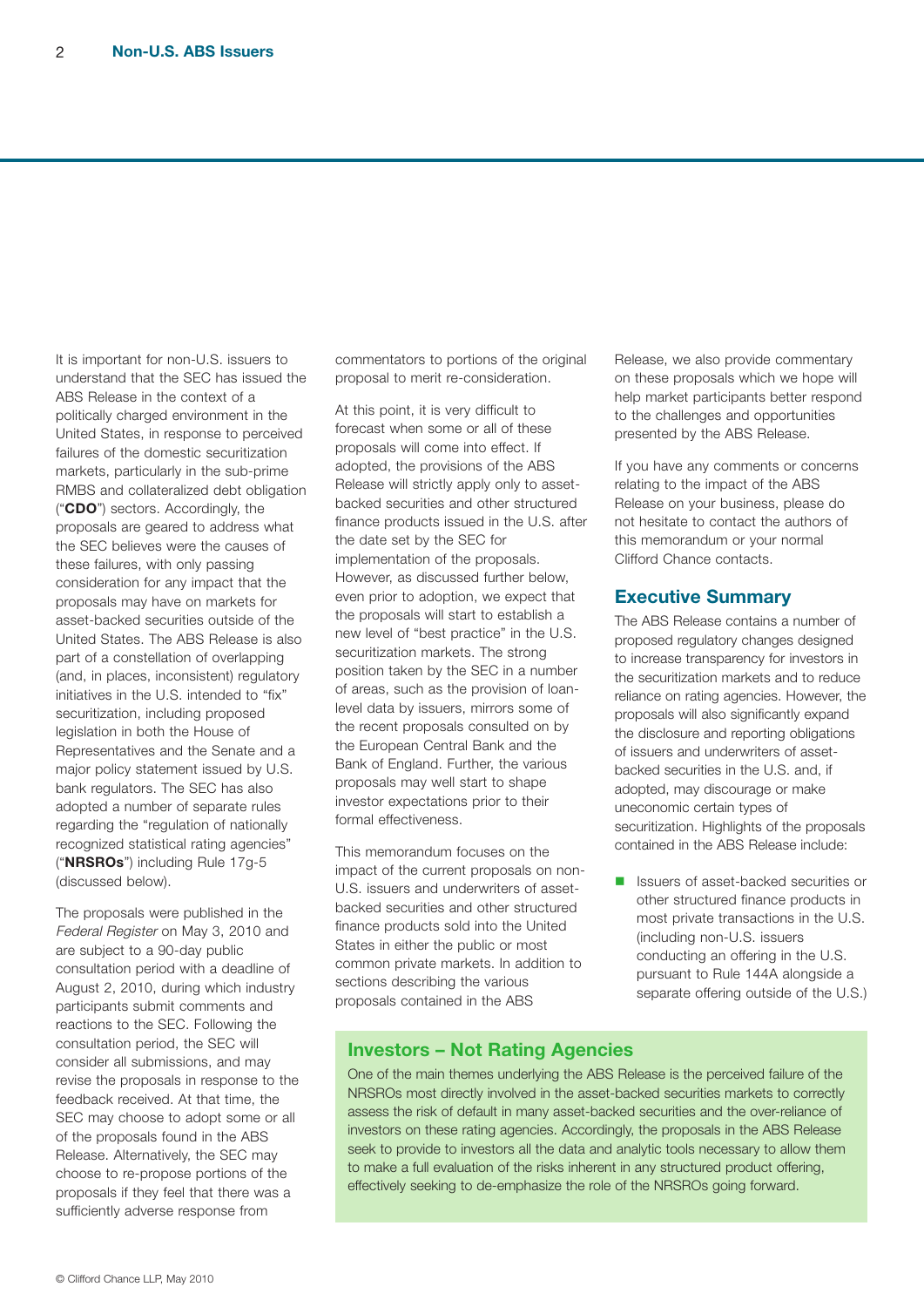It is important for non-U.S. issuers to understand that the SEC has issued the ABS Release in the context of a politically charged environment in the United States, in response to perceived failures of the domestic securitization markets, particularly in the sub-prime RMBS and collateralized debt obligation ("**CDO**") sectors. Accordingly, the proposals are geared to address what the SEC believes were the causes of these failures, with only passing consideration for any impact that the proposals may have on markets for asset-backed securities outside of the United States. The ABS Release is also part of a constellation of overlapping (and, in places, inconsistent) regulatory initiatives in the U.S. intended to "fix" securitization, including proposed legislation in both the House of Representatives and the Senate and a major policy statement issued by U.S. bank regulators. The SEC has also adopted a number of separate rules regarding the "regulation of nationally recognized statistical rating agencies" ("**NRSROs**") including Rule 17g-5 (discussed below).

The proposals were published in the *Federal Register* on May 3, 2010 and are subject to a 90-day public consultation period with a deadline of August 2, 2010, during which industry participants submit comments and reactions to the SEC. Following the consultation period, the SEC will consider all submissions, and may revise the proposals in response to the feedback received. At that time, the SEC may choose to adopt some or all of the proposals found in the ABS Release. Alternatively, the SEC may choose to re-propose portions of the proposals if they feel that there was a sufficiently adverse response from commentators to portions of the original proposal to merit re-consideration.

At this point, it is very difficult to forecast when some or all of these proposals will come into effect. If adopted, the provisions of the ABS Release will strictly apply only to asset-backed securities and other structured finance products issued in the U.S. after the date set by the SEC for implementation of the proposals. However, as discussed further below, even prior to adoption, we expect that the proposals will start to establish a new level of "best practice" in the U.S. securitization markets. The strong position taken by the SEC in a number of areas, such as the provision of loan-level data by issuers, mirrors some of the recent proposals consulted on by the European Central Bank and the Bank of England. Further, the various proposals may well start to shape investor expectations prior to their formal effectiveness.

This memorandum focuses on the impact of the current proposals on non-U.S. issuers and underwriters of asset-backed securities and other structured finance products sold into the United States in either the public or most common private markets. In addition to sections describing the various proposals contained in the ABS Release, we also provide commentary on these proposals which we hope will help market participants better respond to the challenges and opportunities presented by the ABS Release.

If you have any comments or concerns relating to the impact of the ABS Release on your business, please do not hesitate to contact the authors of this memorandum or your normal Clifford Chance contacts.

## Executive Summary

The ABS Release contains a number of proposed regulatory changes designed to increase transparency for investors in the securitization markets and to reduce reliance on rating agencies. However, the proposals will also significantly expand the disclosure and reporting obligations of issuers and underwriters of asset-backed securities in the U.S. and, if adopted, may discourage or make uneconomic certain types of securitization. Highlights of the proposals contained in the ABS Release include:

- Issuers of asset-backed securities or other structured finance products in most private transactions in the U.S. (including non-U.S. issuers conducting an offering in the U.S. pursuant to Rule 144A alongside a separate offering outside of the U.S.)

### Investors – Not Rating Agencies

One of the main themes underlying the ABS Release is the perceived failure of the NRSROs most directly involved in the asset-backed securities markets to correctly assess the risk of default in many asset-backed securities and the over-reliance of investors on these rating agencies. Accordingly, the proposals in the ABS Release seek to provide to investors all the data and analytic tools necessary to allow them to make a full evaluation of the risks inherent in any structured product offering, effectively seeking to de-emphasize the role of the NRSROs going forward.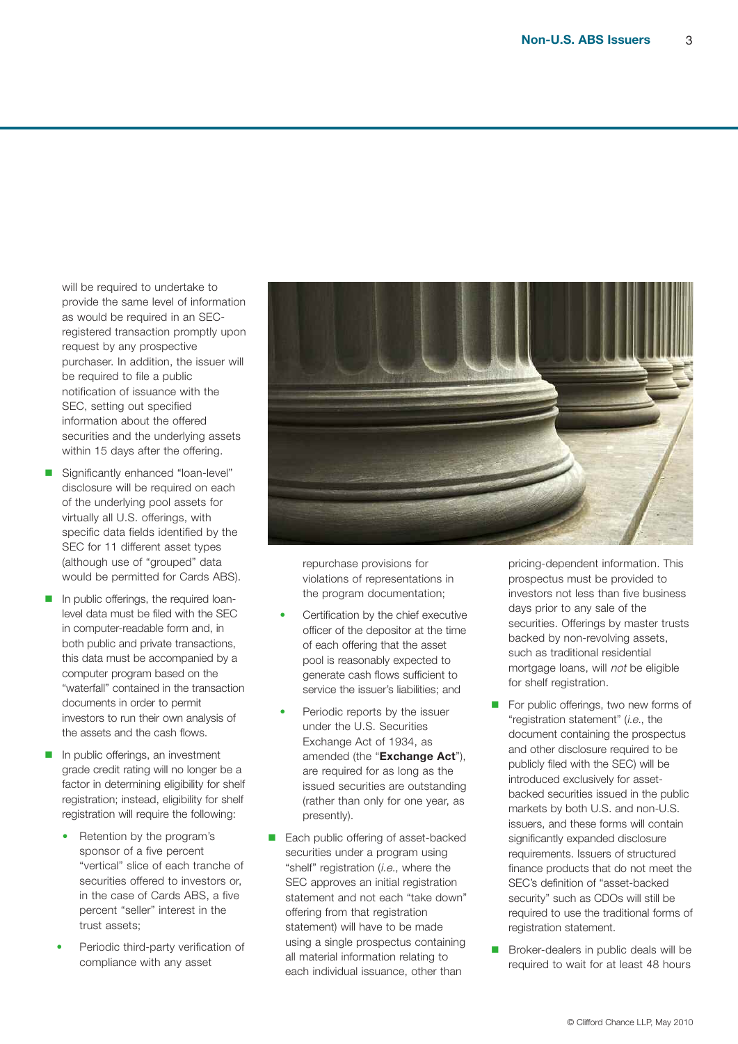will be required to undertake to provide the same level of information as would be required in an SEC-registered transaction promptly upon request by any prospective purchaser. In addition, the issuer will be required to file a public notification of issuance with the SEC, setting out specified information about the offered securities and the underlying assets within 15 days after the offering.

- Significantly enhanced "loan-level" disclosure will be required on each of the underlying pool assets for virtually all U.S. offerings, with specific data fields identified by the SEC for 11 different asset types (although use of "grouped" data would be permitted for Cards ABS).
- In public offerings, the required loan-level data must be filed with the SEC in computer-readable form and, in both public and private transactions, this data must be accompanied by a computer program based on the "waterfall" contained in the transaction documents in order to permit investors to run their own analysis of the assets and the cash flows.
- In public offerings, an investment grade credit rating will no longer be a factor in determining eligibility for shelf registration; instead, eligibility for shelf registration will require the following:
  - Retention by the program's sponsor of a five percent "vertical" slice of each tranche of securities offered to investors or, in the case of Cards ABS, a five percent "seller" interest in the trust assets;
  - Periodic third-party verification of compliance with any asset repurchase provisions for violations of representations in the program documentation;
  - Certification by the chief executive officer of the depositor at the time of each offering that the asset pool is reasonably expected to generate cash flows sufficient to service the issuer's liabilities; and
  - Periodic reports by the issuer under the U.S. Securities Exchange Act of 1934, as amended (the "**Exchange Act**"), are required for as long as the issued securities are outstanding (rather than only for one year, as presently).
- Each public offering of asset-backed securities under a program using "shelf" registration (*i.e.*, where the SEC approves an initial registration statement and not each "take down" offering from that registration statement) will have to be made using a single prospectus containing all material information relating to each individual issuance, other than pricing-dependent information. This prospectus must be provided to investors not less than five business days prior to any sale of the securities. Offerings by master trusts backed by non-revolving assets, such as traditional residential mortgage loans, will *not* be eligible for shelf registration.
- For public offerings, two new forms of "registration statement" (*i.e.*, the document containing the prospectus and other disclosure required to be publicly filed with the SEC) will be introduced exclusively for asset-backed securities issued in the public markets by both U.S. and non-U.S. issuers, and these forms will contain significantly expanded disclosure requirements. Issuers of structured finance products that do not meet the SEC's definition of "asset-backed security" such as CDOs will still be required to use the traditional forms of registration statement.
- Broker-dealers in public deals will be required to wait for at least 48 hours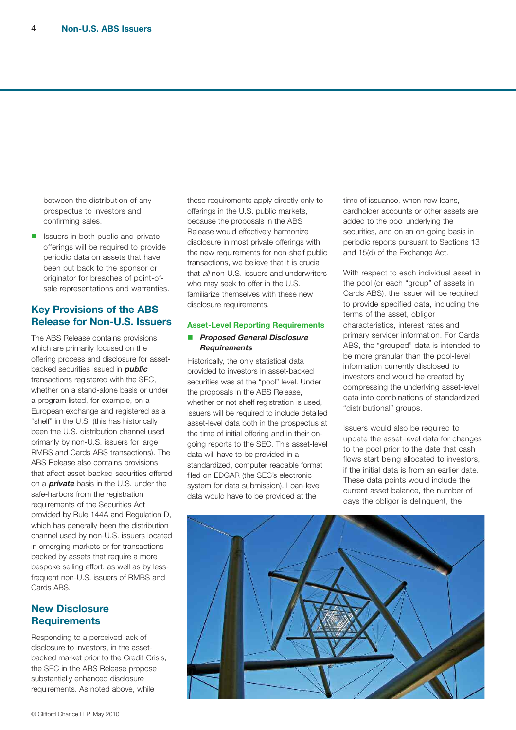between the distribution of any prospectus to investors and confirming sales.

- Issuers in both public and private offerings will be required to provide periodic data on assets that have been put back to the sponsor or originator for breaches of point-of-sale representations and warranties.

## Key Provisions of the ABS Release for Non-U.S. Issuers

The ABS Release contains provisions which are primarily focused on the offering process and disclosure for asset-backed securities issued in ***public*** transactions registered with the SEC, whether on a stand-alone basis or under a program listed, for example, on a European exchange and registered as a "shelf" in the U.S. (this has historically been the U.S. distribution channel used primarily by non-U.S. issuers for large RMBS and Cards ABS transactions). The ABS Release also contains provisions that affect asset-backed securities offered on a ***private*** basis in the U.S. under the safe-harbors from the registration requirements of the Securities Act provided by Rule 144A and Regulation D, which has generally been the distribution channel used by non-U.S. issuers located in emerging markets or for transactions backed by assets that require a more bespoke selling effort, as well as by less-frequent non-U.S. issuers of RMBS and Cards ABS.

## New Disclosure Requirements

Responding to a perceived lack of disclosure to investors, in the asset-backed market prior to the Credit Crisis, the SEC in the ABS Release propose substantially enhanced disclosure requirements. As noted above, while these requirements apply directly only to offerings in the U.S. public markets, because the proposals in the ABS Release would effectively harmonize disclosure in most private offerings with the new requirements for non-shelf public transactions, we believe that it is crucial that *all* non-U.S. issuers and underwriters who may seek to offer in the U.S. familiarize themselves with these new disclosure requirements.

### Asset-Level Reporting Requirements

- ***Proposed General Disclosure Requirements***

Historically, the only statistical data provided to investors in asset-backed securities was at the "pool" level. Under the proposals in the ABS Release, whether or not shelf registration is used, issuers will be required to include detailed asset-level data both in the prospectus at the time of initial offering and in their on-going reports to the SEC. This asset-level data will have to be provided in a standardized, computer readable format filed on EDGAR (the SEC's electronic system for data submission). Loan-level data would have to be provided at the time of issuance, when new loans, cardholder accounts or other assets are added to the pool underlying the securities, and on an on-going basis in periodic reports pursuant to Sections 13 and 15(d) of the Exchange Act.

With respect to each individual asset in the pool (or each "group" of assets in Cards ABS), the issuer will be required to provide specified data, including the terms of the asset, obligor characteristics, interest rates and primary servicer information. For Cards ABS, the "grouped" data is intended to be more granular than the pool-level information currently disclosed to investors and would be created by compressing the underlying asset-level data into combinations of standardized "distributional" groups.

Issuers would also be required to update the asset-level data for changes to the pool prior to the date that cash flows start being allocated to investors, if the initial data is from an earlier date. These data points would include the current asset balance, the number of days the obligor is delinquent, the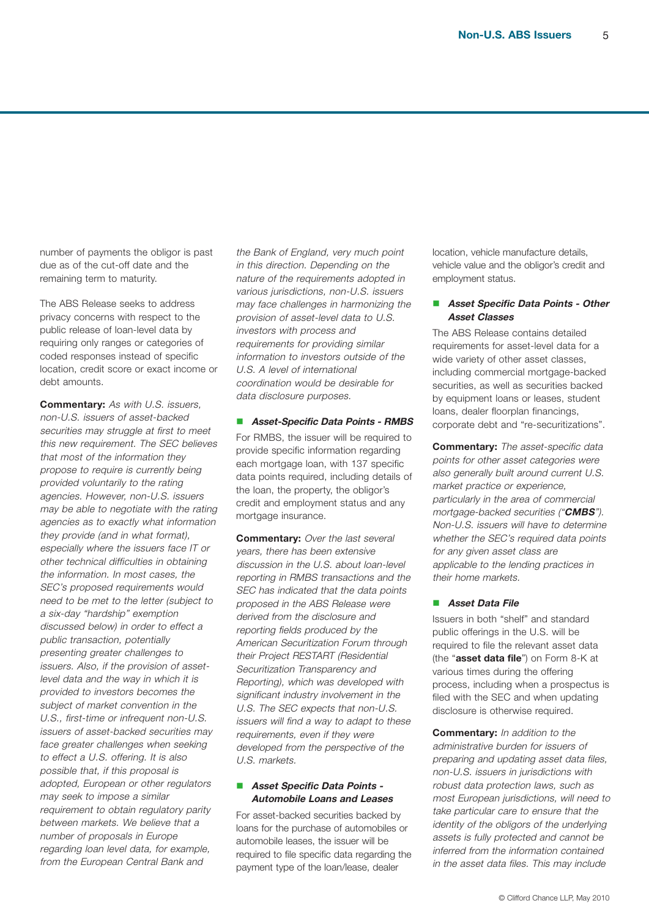number of payments the obligor is past due as of the cut-off date and the remaining term to maturity.

The ABS Release seeks to address privacy concerns with respect to the public release of loan-level data by requiring only ranges or categories of coded responses instead of specific location, credit score or exact income or debt amounts.

**Commentary:** *As with U.S. issuers, non-U.S. issuers of asset-backed securities may struggle at first to meet this new requirement. The SEC believes that most of the information they propose to require is currently being provided voluntarily to the rating agencies. However, non-U.S. issuers may be able to negotiate with the rating agencies as to exactly what information they provide (and in what format), especially where the issuers face IT or other technical difficulties in obtaining the information. In most cases, the SEC's proposed requirements would need to be met to the letter (subject to a six-day "hardship" exemption discussed below) in order to effect a public transaction, potentially presenting greater challenges to issuers. Also, if the provision of asset-level data and the way in which it is provided to investors becomes the subject of market convention in the U.S., first-time or infrequent non-U.S. issuers of asset-backed securities may face greater challenges when seeking to effect a U.S. offering. It is also possible that, if this proposal is adopted, European or other regulators may seek to impose a similar requirement to obtain regulatory parity between markets. We believe that a number of proposals in Europe regarding loan level data, for example, from the European Central Bank and the Bank of England, very much point in this direction. Depending on the nature of the requirements adopted in various jurisdictions, non-U.S. issuers may face challenges in harmonizing the provision of asset-level data to U.S. investors with process and requirements for providing similar information to investors outside of the U.S. A level of international coordination would be desirable for data disclosure purposes.*

- ***Asset-Specific Data Points - RMBS***

For RMBS, the issuer will be required to provide specific information regarding each mortgage loan, with 137 specific data points required, including details of the loan, the property, the obligor's credit and employment status and any mortgage insurance.

**Commentary:** *Over the last several years, there has been extensive discussion in the U.S. about loan-level reporting in RMBS transactions and the SEC has indicated that the data points proposed in the ABS Release were derived from the disclosure and reporting fields produced by the American Securitization Forum through their Project RESTART (Residential Securitization Transparency and Reporting), which was developed with significant industry involvement in the U.S. The SEC expects that non-U.S. issuers will find a way to adapt to these requirements, even if they were developed from the perspective of the U.S. markets.*

- ***Asset Specific Data Points - Automobile Loans and Leases***

For asset-backed securities backed by loans for the purchase of automobiles or automobile leases, the issuer will be required to file specific data regarding the payment type of the loan/lease, dealer location, vehicle manufacture details, vehicle value and the obligor's credit and employment status.

- ***Asset Specific Data Points - Other Asset Classes***

The ABS Release contains detailed requirements for asset-level data for a wide variety of other asset classes, including commercial mortgage-backed securities, as well as securities backed by equipment loans or leases, student loans, dealer floorplan financings, corporate debt and "re-securitizations".

**Commentary:** *The asset-specific data points for other asset categories were also generally built around current U.S. market practice or experience, particularly in the area of commercial mortgage-backed securities ("**CMBS**"). Non-U.S. issuers will have to determine whether the SEC's required data points for any given asset class are applicable to the lending practices in their home markets.*

- ***Asset Data File***

Issuers in both "shelf" and standard public offerings in the U.S. will be required to file the relevant asset data (the "**asset data file**") on Form 8-K at various times during the offering process, including when a prospectus is filed with the SEC and when updating disclosure is otherwise required.

**Commentary:** *In addition to the administrative burden for issuers of preparing and updating asset data files, non-U.S. issuers in jurisdictions with robust data protection laws, such as most European jurisdictions, will need to take particular care to ensure that the identity of the obligors of the underlying assets is fully protected and cannot be inferred from the information contained in the asset data files. This may include*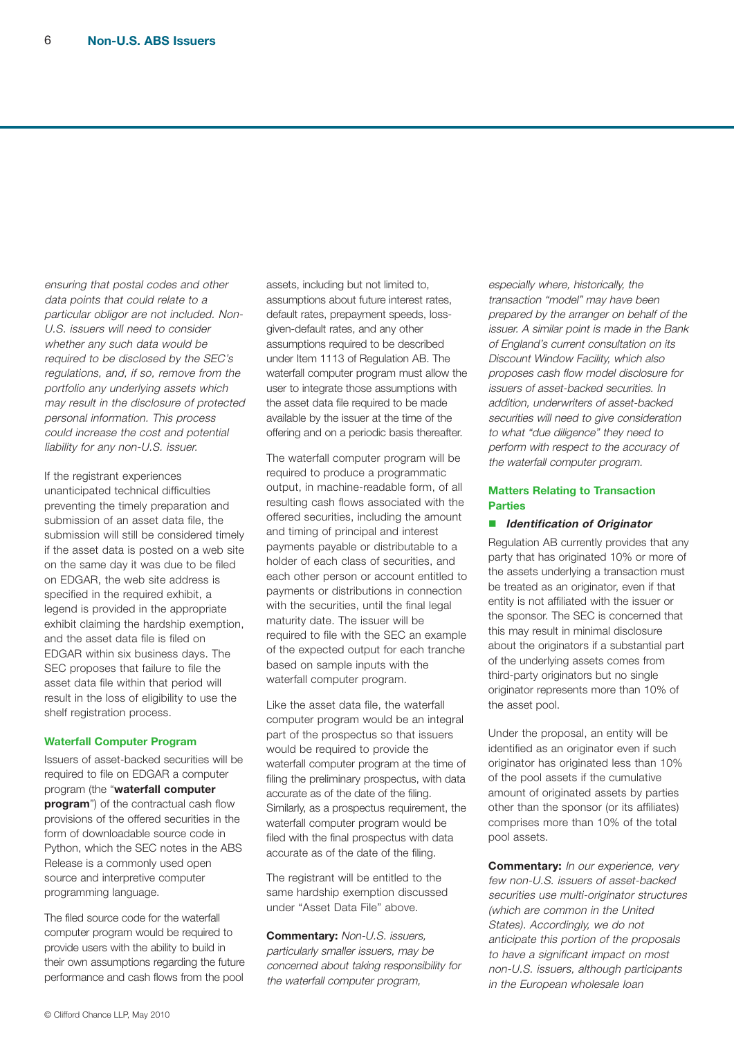*ensuring that postal codes and other data points that could relate to a particular obligor are not included. Non-U.S. issuers will need to consider whether any such data would be required to be disclosed by the SEC's regulations, and, if so, remove from the portfolio any underlying assets which may result in the disclosure of protected personal information. This process could increase the cost and potential liability for any non-U.S. issuer.*

If the registrant experiences unanticipated technical difficulties preventing the timely preparation and submission of an asset data file, the submission will still be considered timely if the asset data is posted on a web site on the same day it was due to be filed on EDGAR, the web site address is specified in the required exhibit, a legend is provided in the appropriate exhibit claiming the hardship exemption, and the asset data file is filed on EDGAR within six business days. The SEC proposes that failure to file the asset data file within that period will result in the loss of eligibility to use the shelf registration process.

### Waterfall Computer Program

Issuers of asset-backed securities will be required to file on EDGAR a computer program (the "**waterfall computer program**") of the contractual cash flow provisions of the offered securities in the form of downloadable source code in Python, which the SEC notes in the ABS Release is a commonly used open source and interpretive computer programming language.

The filed source code for the waterfall computer program would be required to provide users with the ability to build in their own assumptions regarding the future performance and cash flows from the pool assets, including but not limited to, assumptions about future interest rates, default rates, prepayment speeds, loss-given-default rates, and any other assumptions required to be described under Item 1113 of Regulation AB. The waterfall computer program must allow the user to integrate those assumptions with the asset data file required to be made available by the issuer at the time of the offering and on a periodic basis thereafter.

The waterfall computer program will be required to produce a programmatic output, in machine-readable form, of all resulting cash flows associated with the offered securities, including the amount and timing of principal and interest payments payable or distributable to a holder of each class of securities, and each other person or account entitled to payments or distributions in connection with the securities, until the final legal maturity date. The issuer will be required to file with the SEC an example of the expected output for each tranche based on sample inputs with the waterfall computer program.

Like the asset data file, the waterfall computer program would be an integral part of the prospectus so that issuers would be required to provide the waterfall computer program at the time of filing the preliminary prospectus, with data accurate as of the date of the filing. Similarly, as a prospectus requirement, the waterfall computer program would be filed with the final prospectus with data accurate as of the date of the filing.

The registrant will be entitled to the same hardship exemption discussed under "Asset Data File" above.

**Commentary:** *Non-U.S. issuers, particularly smaller issuers, may be concerned about taking responsibility for the waterfall computer program, especially where, historically, the transaction "model" may have been prepared by the arranger on behalf of the issuer. A similar point is made in the Bank of England's current consultation on its Discount Window Facility, which also proposes cash flow model disclosure for issuers of asset-backed securities. In addition, underwriters of asset-backed securities will need to give consideration to what "due diligence" they need to perform with respect to the accuracy of the waterfall computer program.*

### Matters Relating to Transaction Parties

- ***Identification of Originator***

Regulation AB currently provides that any party that has originated 10% or more of the assets underlying a transaction must be treated as an originator, even if that entity is not affiliated with the issuer or the sponsor. The SEC is concerned that this may result in minimal disclosure about the originators if a substantial part of the underlying assets comes from third-party originators but no single originator represents more than 10% of the asset pool.

Under the proposal, an entity will be identified as an originator even if such originator has originated less than 10% of the pool assets if the cumulative amount of originated assets by parties other than the sponsor (or its affiliates) comprises more than 10% of the total pool assets.

**Commentary:** *In our experience, very few non-U.S. issuers of asset-backed securities use multi-originator structures (which are common in the United States). Accordingly, we do not anticipate this portion of the proposals to have a significant impact on most non-U.S. issuers, although participants in the European wholesale loan*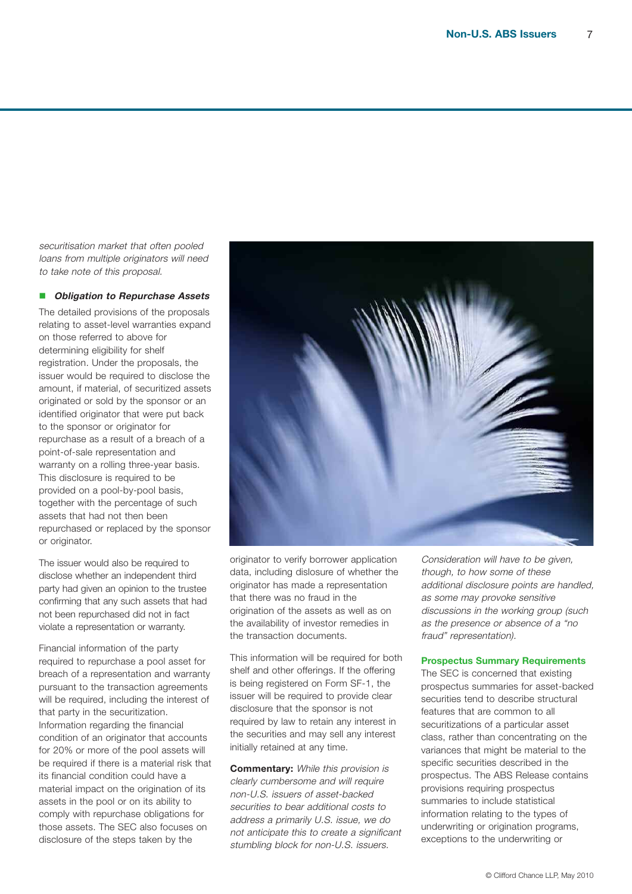*securitisation market that often pooled loans from multiple originators will need to take note of this proposal.*

- ***Obligation to Repurchase Assets***

The detailed provisions of the proposals relating to asset-level warranties expand on those referred to above for determining eligibility for shelf registration. Under the proposals, the issuer would be required to disclose the amount, if material, of securitized assets originated or sold by the sponsor or an identified originator that were put back to the sponsor or originator for repurchase as a result of a breach of a point-of-sale representation and warranty on a rolling three-year basis. This disclosure is required to be provided on a pool-by-pool basis, together with the percentage of such assets that had not then been repurchased or replaced by the sponsor or originator.

The issuer would also be required to disclose whether an independent third party had given an opinion to the trustee confirming that any such assets that had not been repurchased did not in fact violate a representation or warranty.

Financial information of the party required to repurchase a pool asset for breach of a representation and warranty pursuant to the transaction agreements will be required, including the interest of that party in the securitization. Information regarding the financial condition of an originator that accounts for 20% or more of the pool assets will be required if there is a material risk that its financial condition could have a material impact on the origination of its assets in the pool or on its ability to comply with repurchase obligations for those assets. The SEC also focuses on disclosure of the steps taken by the originator to verify borrower application data, including dislosure of whether the originator has made a representation that there was no fraud in the origination of the assets as well as on the availability of investor remedies in the transaction documents.

This information will be required for both shelf and other offerings. If the offering is being registered on Form SF-1, the issuer will be required to provide clear disclosure that the sponsor is not required by law to retain any interest in the securities and may sell any interest initially retained at any time.

**Commentary:** *While this provision is clearly cumbersome and will require non-U.S. issuers of asset-backed securities to bear additional costs to address a primarily U.S. issue, we do not anticipate this to create a significant stumbling block for non-U.S. issuers. Consideration will have to be given, though, to how some of these additional disclosure points are handled, as some may provoke sensitive discussions in the working group (such as the presence or absence of a "no fraud" representation).*

## Prospectus Summary Requirements

The SEC is concerned that existing prospectus summaries for asset-backed securities tend to describe structural features that are common to all securitizations of a particular asset class, rather than concentrating on the variances that might be material to the specific securities described in the prospectus. The ABS Release contains provisions requiring prospectus summaries to include statistical information relating to the types of underwriting or origination programs, exceptions to the underwriting or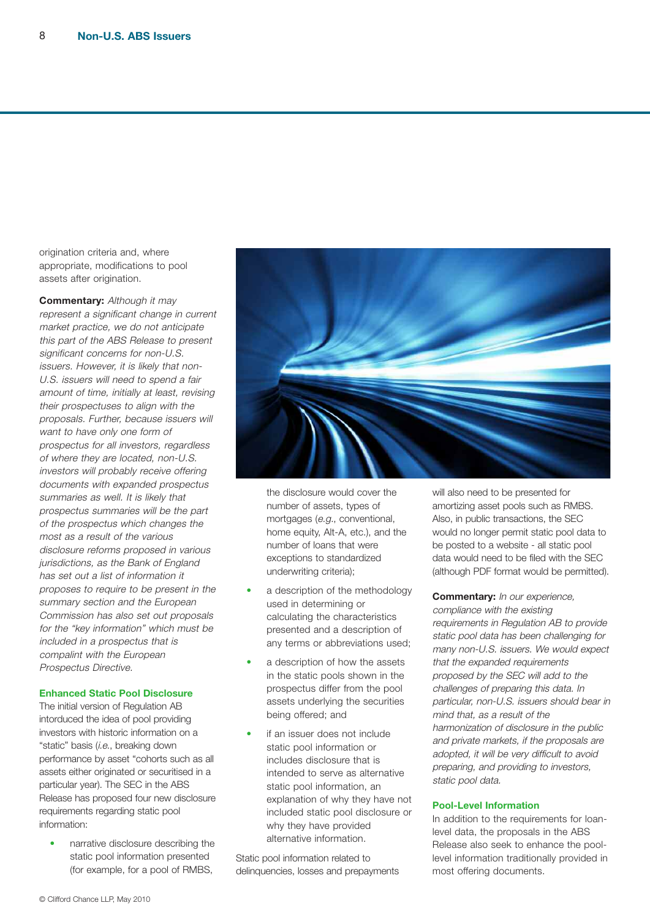origination criteria and, where appropriate, modifications to pool assets after origination.

**Commentary:** *Although it may represent a significant change in current market practice, we do not anticipate this part of the ABS Release to present significant concerns for non-U.S. issuers. However, it is likely that non-U.S. issuers will need to spend a fair amount of time, initially at least, revising their prospectuses to align with the proposals. Further, because issuers will want to have only one form of prospectus for all investors, regardless of where they are located, non-U.S. investors will probably receive offering documents with expanded prospectus summaries as well. It is likely that prospectus summaries will be the part of the prospectus which changes the most as a result of the various disclosure reforms proposed in various jurisdictions, as the Bank of England has set out a list of information it proposes to require to be present in the summary section and the European Commission has also set out proposals for the "key information" which must be included in a prospectus that is compalint with the European Prospectus Directive.*

### Enhanced Static Pool Disclosure

The initial version of Regulation AB intorduced the idea of pool providing investors with historic information on a "static" basis (*i.e.*, breaking down performance by asset "cohorts such as all assets either originated or securitised in a particular year). The SEC in the ABS Release has proposed four new disclosure requirements regarding static pool information:

- narrative disclosure describing the static pool information presented (for example, for a pool of RMBS, the disclosure would cover the number of assets, types of mortgages (*e.g.*, conventional, home equity, Alt-A, etc.), and the number of loans that were exceptions to standardized underwriting criteria);
- a description of the methodology used in determining or calculating the characteristics presented and a description of any terms or abbreviations used;
- a description of how the assets in the static pools shown in the prospectus differ from the pool assets underlying the securities being offered; and
- if an issuer does not include static pool information or includes disclosure that is intended to serve as alternative static pool information, an explanation of why they have not included static pool disclosure or why they have provided alternative information.

Static pool information related to delinquencies, losses and prepayments will also need to be presented for amortizing asset pools such as RMBS. Also, in public transactions, the SEC would no longer permit static pool data to be posted to a website - all static pool data would need to be filed with the SEC (although PDF format would be permitted).

**Commentary:** *In our experience, compliance with the existing requirements in Regulation AB to provide static pool data has been challenging for many non-U.S. issuers. We would expect that the expanded requirements proposed by the SEC will add to the challenges of preparing this data. In particular, non-U.S. issuers should bear in mind that, as a result of the harmonization of disclosure in the public and private markets, if the proposals are adopted, it will be very difficult to avoid preparing, and providing to investors, static pool data.*

### Pool-Level Information

In addition to the requirements for loan-level data, the proposals in the ABS Release also seek to enhance the pool-level information traditionally provided in most offering documents.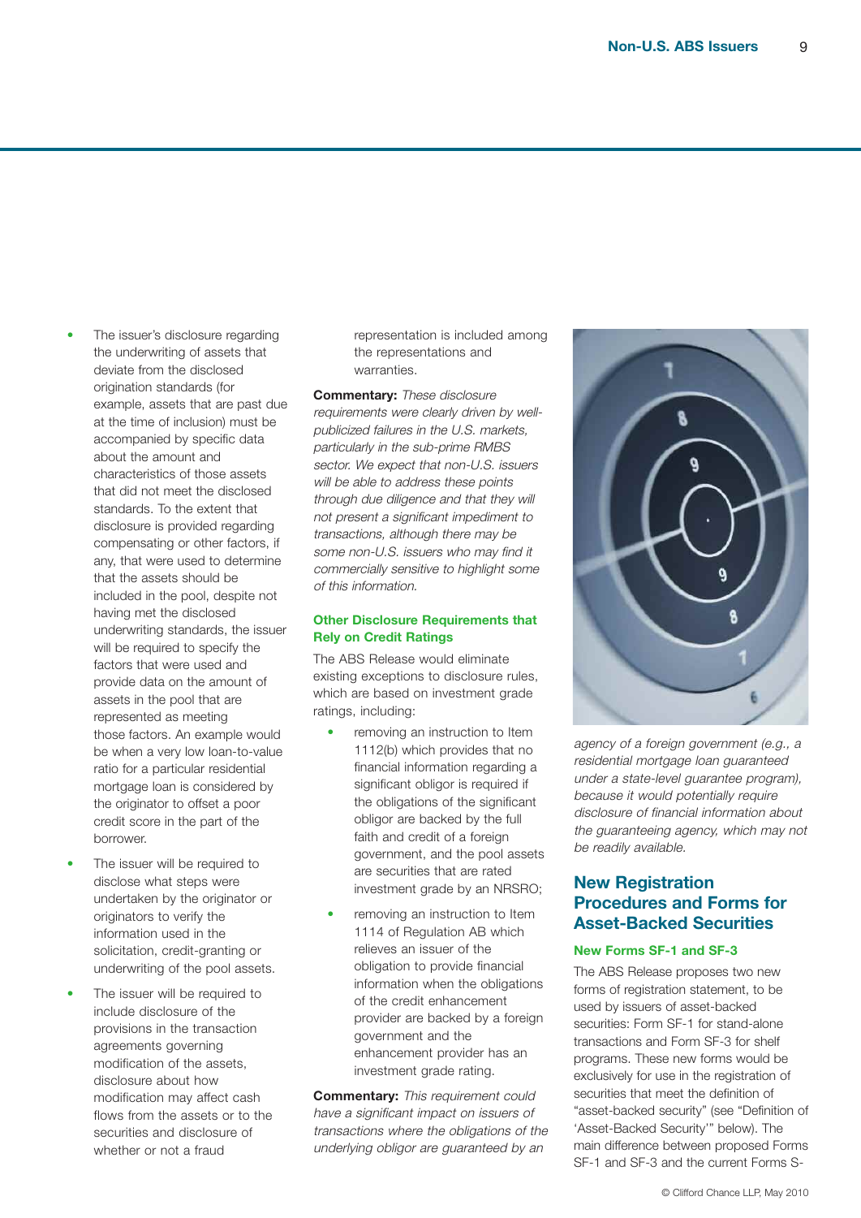- The issuer's disclosure regarding the underwriting of assets that deviate from the disclosed origination standards (for example, assets that are past due at the time of inclusion) must be accompanied by specific data about the amount and characteristics of those assets that did not meet the disclosed standards. To the extent that disclosure is provided regarding compensating or other factors, if any, that were used to determine that the assets should be included in the pool, despite not having met the disclosed underwriting standards, the issuer will be required to specify the factors that were used and provide data on the amount of assets in the pool that are represented as meeting those factors. An example would be when a very low loan-to-value ratio for a particular residential mortgage loan is considered by the originator to offset a poor credit score in the part of the borrower.
- The issuer will be required to disclose what steps were undertaken by the originator or originators to verify the information used in the solicitation, credit-granting or underwriting of the pool assets.
- The issuer will be required to include disclosure of the provisions in the transaction agreements governing modification of the assets, disclosure about how modification may affect cash flows from the assets or to the securities and disclosure of whether or not a fraud representation is included among the representations and warranties.

**Commentary:** *These disclosure requirements were clearly driven by well-publicized failures in the U.S. markets, particularly in the sub-prime RMBS sector. We expect that non-U.S. issuers will be able to address these points through due diligence and that they will not present a significant impediment to transactions, although there may be some non-U.S. issuers who may find it commercially sensitive to highlight some of this information.*

### Other Disclosure Requirements that Rely on Credit Ratings

The ABS Release would eliminate existing exceptions to disclosure rules, which are based on investment grade ratings, including:

- removing an instruction to Item 1112(b) which provides that no financial information regarding a significant obligor is required if the obligations of the significant obligor are backed by the full faith and credit of a foreign government, and the pool assets are securities that are rated investment grade by an NRSRO;
- removing an instruction to Item 1114 of Regulation AB which relieves an issuer of the obligation to provide financial information when the obligations of the credit enhancement provider are backed by a foreign government and the enhancement provider has an investment grade rating.

**Commentary:** *This requirement could have a significant impact on issuers of transactions where the obligations of the underlying obligor are guaranteed by an agency of a foreign government (e.g., a residential mortgage loan guaranteed under a state-level guarantee program), because it would potentially require disclosure of financial information about the guaranteeing agency, which may not be readily available.*

## New Registration Procedures and Forms for Asset-Backed Securities

### New Forms SF-1 and SF-3

The ABS Release proposes two new forms of registration statement, to be used by issuers of asset-backed securities: Form SF-1 for stand-alone transactions and Form SF-3 for shelf programs. These new forms would be used exclusively for use in the registration of securities that meet the definition of "asset-backed security" (see "Definition of 'Asset-Backed Security'" below). The main difference between proposed Forms SF-1 and SF-3 and the current Forms S-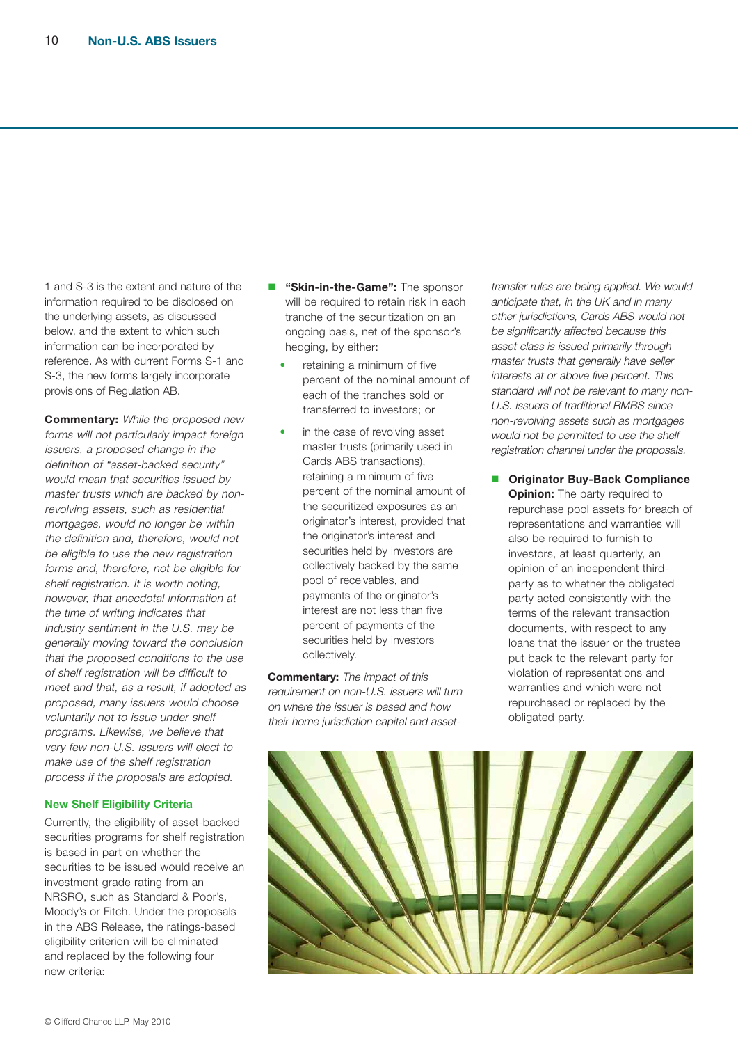1 and S-3 is the extent and nature of the information required to be disclosed on the underlying assets, as discussed below, and the extent to which such information can be incorporated by reference. As with current Forms S-1 and S-3, the new forms largely incorporate provisions of Regulation AB.

**Commentary:** *While the proposed new forms will not particularly impact foreign issuers, a proposed change in the definition of "asset-backed security" would mean that securities issued by master trusts which are backed by non-revolving assets, such as residential mortgages, would no longer be within the definition and, therefore, would not be eligible to use the new registration forms and, therefore, not be eligible for shelf registration. It is worth noting, however, that anecdotal information at the time of writing indicates that industry sentiment in the U.S. may be generally moving toward the conclusion that the proposed conditions to the use of shelf registration will be difficult to meet and that, as a result, if adopted as proposed, many issuers would choose voluntarily not to issue under shelf programs. Likewise, we believe that very few non-U.S. issuers will elect to make use of the shelf registration process if the proposals are adopted.*

### New Shelf Eligibility Criteria

Currently, the eligibility of asset-backed securities programs for shelf registration is based in part on whether the securities to be issued would receive an investment grade rating from an NRSRO, such as Standard & Poor's, Moody's or Fitch. Under the proposals in the ABS Release, the ratings-based eligibility criterion will be eliminated and replaced by the following four new criteria:

- **"Skin-in-the-Game":** The sponsor will be required to retain risk in each tranche of the securitization on an ongoing basis, net of the sponsor's hedging, by either:
  - retaining a minimum of five percent of the nominal amount of each of the tranches sold or transferred to investors; or
  - in the case of revolving asset master trusts (primarily used in Cards ABS transactions), retaining a minimum of five percent of the securitized exposures as an originator's interest, provided that the originator's interest and securities held by investors are collectively backed by the same pool of receivables, and payments of the originator's interest are not less than five percent of payments of the securities held by investors collectively.

**Commentary:** *The impact of this requirement on non-U.S. issuers will turn on where the issuer is based and how their home jurisdiction capital and asset-transfer rules are being applied. We would anticipate that, in the UK and in many other jurisdictions, Cards ABS would not be significantly affected because this asset class is issued primarily through master trusts that generally have seller interests at or above five percent. This standard will not be relevant to many non-U.S. issuers of traditional RMBS since non-revolving assets such as mortgages would not be permitted to use the shelf registration channel under the proposals.*

- **Originator Buy-Back Compliance Opinion:** The party required to repurchase pool assets for breach of representations and warranties will also be required to furnish to investors, at least quarterly, an opinion of an independent third-party as to whether the obligated party acted consistently with the terms of the relevant transaction documents, with respect to any loans that the issuer or the trustee put back to the relevant party for violation of representations and warranties and which were not repurchased or replaced by the obligated party.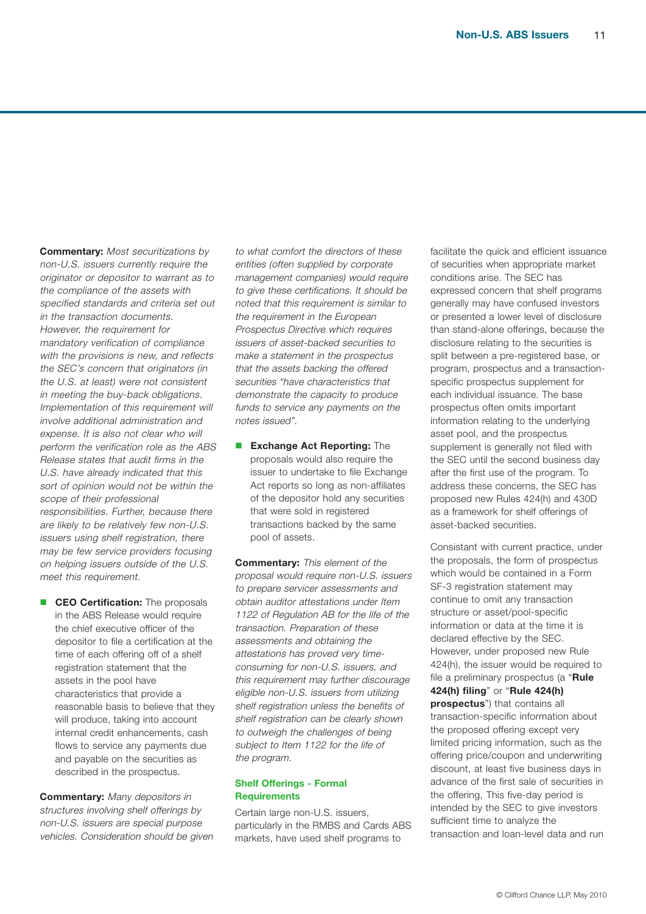**Commentary:** *Most securitizations by non-U.S. issuers currently require the originator or depositor to warrant as to the compliance of the assets with specified standards and criteria set out in the transaction documents. However, the requirement for mandatory verification of compliance with the provisions is new, and reflects the SEC's concern that originators (in the U.S. at least) were not consistent in meeting the buy-back obligations. Implementation of this requirement will involve additional administration and expense. It is also not clear who will perform the verification role as the ABS Release states that audit firms in the U.S. have already indicated that this sort of opinion would not be within the scope of their professional responsibilities. Further, because there are likely to be relatively few non-U.S. issuers using shelf registration, there may be few service providers focusing on helping issuers outside of the U.S. meet this requirement.*

- **CEO Certification:** The proposals in the ABS Release would require the chief executive officer of the depositor to file a certification at the time of each offering off of a shelf registration statement that the assets in the pool have characteristics that provide a reasonable basis to believe that they will produce, taking into account internal credit enhancements, cash flows to service any payments due and payable on the securities as described in the prospectus.

**Commentary:** *Many depositors in structures involving shelf offerings by non-U.S. issuers are special purpose vehicles. Consideration should be given to what comfort the directors of these entities (often supplied by corporate management companies) would require to give these certifications. It should be noted that this requirement is similar to the requirement in the European Prospectus Directive which requires issuers of asset-backed securities to make a statement in the prospectus that the assets backing the offered securities "have characteristics that demonstrate the capacity to produce funds to service any payments on the notes issued".*

- **Exchange Act Reporting:** The proposals would also require the issuer to undertake to file Exchange Act reports so long as non-affiliates of the depositor hold any securities that were sold in registered transactions backed by the same pool of assets.

**Commentary:** *This element of the proposal would require non-U.S. issuers to prepare servicer assessments and obtain auditor attestations under Item 1122 of Regulation AB for the life of the transaction. Preparation of these assessments and obtaining the attestations has proved very time-consuming for non-U.S. issuers, and this requirement may further discourage eligible non-U.S. issuers from utilizing shelf registration unless the benefits of shelf registration can be clearly shown to outweigh the challenges of being subject to Item 1122 for the life of the program.*

## Shelf Offerings - Formal Requirements

Certain large non-U.S. issuers, particularly in the RMBS and Cards ABS markets, have used shelf programs to facilitate the quick and efficient issuance of securities when appropriate market conditions arise. The SEC has expressed concern that shelf programs generally may have confused investors or presented a lower level of disclosure than stand-alone offerings, because the disclosure relating to the securities is split between a pre-registered base, or program, prospectus and a transaction-specific prospectus supplement for each individual issuance. The base prospectus often omits important information relating to the underlying asset pool, and the prospectus supplement is generally not filed with the SEC until the second business day after the first use of the program. To address these concerns, the SEC has proposed new Rules 424(h) and 430D as a framework for shelf offerings of asset-backed securities.

Consistant with current practice, under the proposals, the form of prospectus which would be contained in a Form SF-3 registration statement may continue to omit any transaction structure or asset/pool-specific information or data at the time it is declared effective by the SEC. However, under proposed new Rule 424(h), the issuer would be required to file a preliminary prospectus (a "**Rule 424(h) filing**" or "**Rule 424(h) prospectus**") that contains all transaction-specific information about the proposed offering except very limited pricing information, such as the offering price/coupon and underwriting discount, at least five business days in advance of the first sale of securities in the offering, This five-day period is intended by the SEC to give investors sufficient time to analyze the transaction and loan-level data and run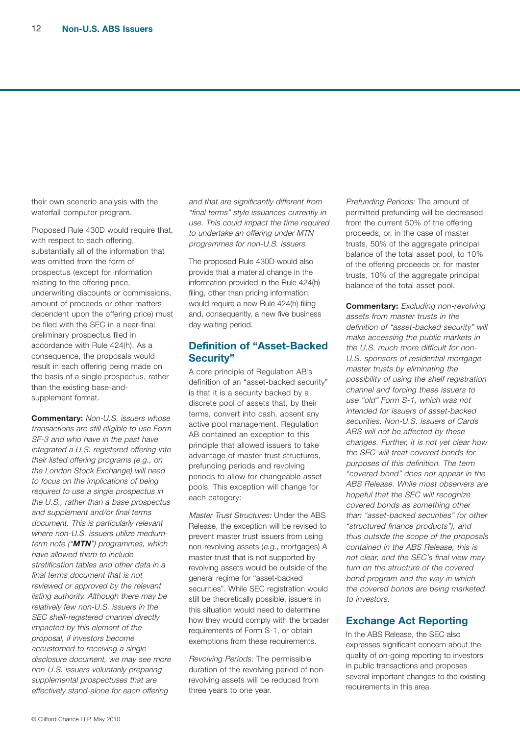their own scenario analysis with the waterfall computer program.

Proposed Rule 430D would require that, with respect to each offering, substantially all of the information that was omitted from the form of prospectus (except for information relating to the offering price, underwriting discounts or commissions, amount of proceeds or other matters dependent upon the offering price) must be filed with the SEC in a near-final preliminary prospectus filed in accordance with Rule 424(h). As a consequence, the proposals would result in each offering being made on the basis of a single prospectus, rather than the existing base-and-supplement format.

**Commentary:** *Non-U.S. issuers whose transactions are still eligible to use Form SF-3 and who have in the past have integrated a U.S. registered offering into their listed offering programs (e.g., on the London Stock Exchange) will need to focus on the implications of being required to use a single prospectus in the U.S., rather than a base prospectus and supplement and/or final terms document. This is particularly relevant where non-U.S. issuers utilize medium-term note ("**MTN**") programmes, which have allowed them to include stratification tables and other data in a final terms document that is not reviewed or approved by the relevant listing authority. Although there may be relatively few non-U.S. issuers in the SEC shelf-registered channel directly impacted by this element of the proposal, if investors become accustomed to receiving a single disclosure document, we may see more non-U.S. issuers voluntarily preparing supplemental prospectuses that are effectively stand-alone for each offering and that are significantly different from "final terms" style issuances currently in use. This could impact the time required to undertake an offering under MTN programmes for non-U.S. issuers.*

The proposed Rule 430D would also provide that a material change in the information provided in the Rule 424(h) filing, other than pricing information, would require a new Rule 424(h) filing and, consequently, a new five business day waiting period.

## Definition of "Asset-Backed Security"

A core principle of Regulation AB's definition of an "asset-backed security" is that it is a security backed by a discrete pool of assets that, by their terms, convert into cash, absent any active pool management. Regulation AB contained an exception to this principle that allowed issuers to take advantage of master trust structures, prefunding periods and revolving periods to allow for changeable asset pools. This exception will change for each category:

*Master Trust Structures:* Under the ABS Release, the exception will be revised to prevent master trust issuers from using non-revolving assets (*e.g.*, mortgages) A master trust that is not supported by revolving assets would be outside of the general regime for "asset-backed securities". While SEC registration would still be theoretically possible, issuers in this situation would need to determine how they would comply with the broader requirements of Form S-1, or obtain exemptions from these requirements.

*Revolving Periods:* The permissible duration of the revolving period of non-revolving assets will be reduced from three years to one year.

*Prefunding Periods:* The amount of permitted prefunding will be decreased from the current 50% of the offering proceeds, or, in the case of master trusts, 50% of the aggregate principal balance of the total asset pool, to 10% of the offering proceeds or, for master trusts, 10% of the aggregate principal balance of the total asset pool.

**Commentary:** *Excluding non-revolving assets from master trusts in the definition of "asset-backed security" will make accessing the public markets in the U.S. much more difficult for non-U.S. sponsors of residential mortgage master trusts by eliminating the possibility of using the shelf registration channel and forcing these issuers to use "old" Form S-1, which was not intended for issuers of asset-backed securities. Non-U.S. issuers of Cards ABS will not be affected by these changes. Further, it is not yet clear how the SEC will treat covered bonds for purposes of this definition. The term "covered bond" does not appear in the ABS Release. While most observers are hopeful that the SEC will recognize covered bonds as something other than "asset-backed securities" (or other "structured finance products"), and thus outside the scope of the proposals contained in the ABS Release, this is not clear, and the SEC's final view may turn on the structure of the covered bond program and the way in which the covered bonds are being marketed to investors.*

## Exchange Act Reporting

In the ABS Release, the SEC also expresses significant concern about the quality of on-going reporting to investors in public transactions and proposes several important changes to the existing requirements in this area.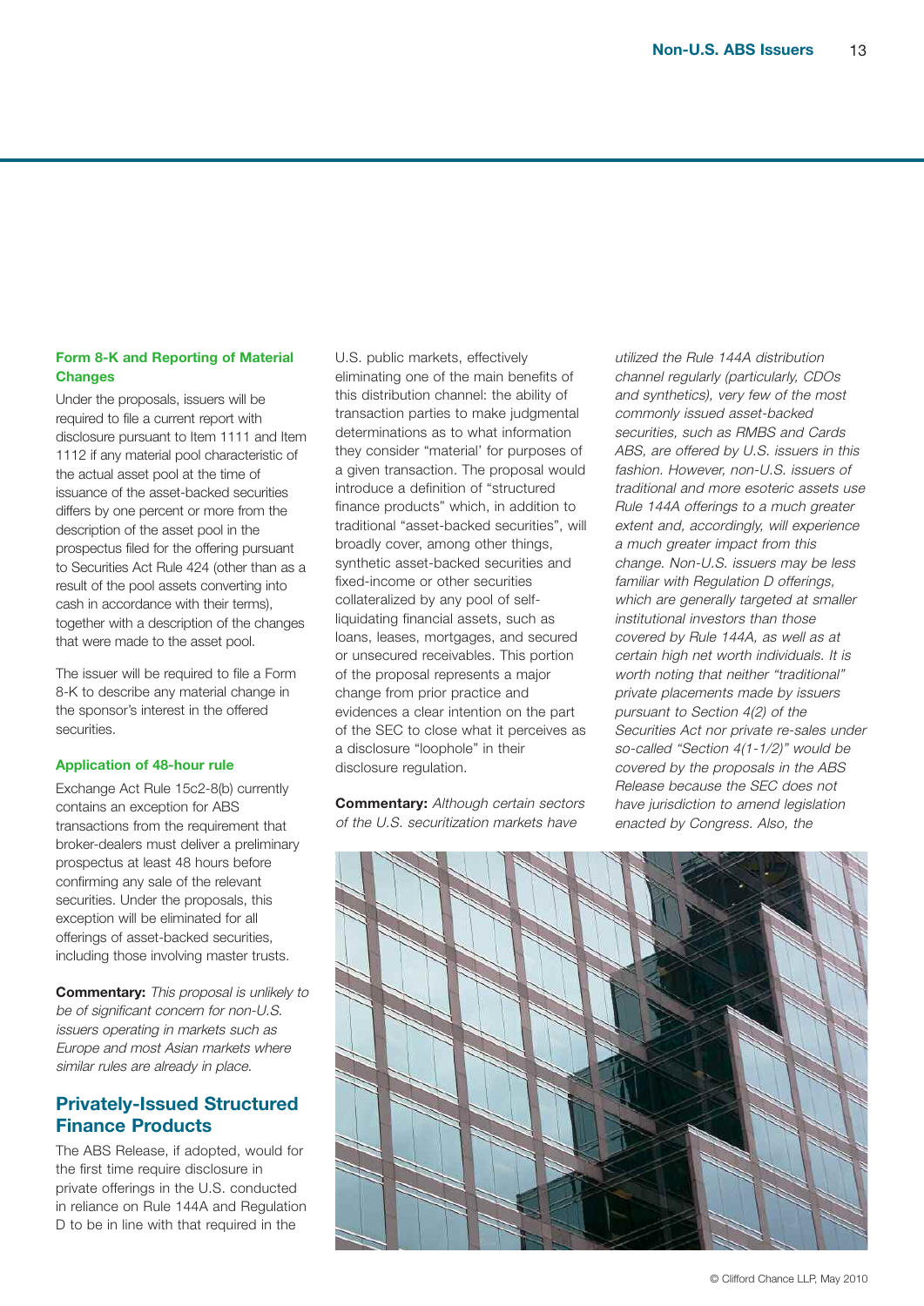### Form 8-K and Reporting of Material Changes

Under the proposals, issuers will be required to file a current report with disclosure pursuant to Item 1111 and Item 1112 if any material pool characteristic of the actual asset pool at the time of issuance of the asset-backed securities differs by one percent or more from the description of the asset pool in the prospectus filed for the offering pursuant to Securities Act Rule 424 (other than as a result of the pool assets converting into cash in accordance with their terms), together with a description of the changes that were made to the asset pool.

The issuer will be required to file a Form 8-K to describe any material change in the sponsor's interest in the offered securities.

### Application of 48-hour rule

Exchange Act Rule 15c2-8(b) currently contains an exception for ABS transactions from the requirement that broker-dealers must deliver a preliminary prospectus at least 48 hours before confirming any sale of the relevant securities. Under the proposals, this exception will be eliminated for all offerings of asset-backed securities, including those involving master trusts.

**Commentary:** *This proposal is unlikely to be of significant concern for non-U.S. issuers operating in markets such as Europe and most Asian markets where similar rules are already in place.*

## Privately-Issued Structured Finance Products

The ABS Release, if adopted, would for the first time require disclosure in private offerings in the U.S. conducted in reliance on Rule 144A and Regulation D to be in line with that required in the U.S. public markets, effectively eliminating one of the main benefits of this distribution channel: the ability of transaction parties to make judgmental determinations as to what information they consider "material' for purposes of a given transaction. The proposal would introduce a definition of "structured finance products" which, in addition to traditional "asset-backed securities", will broadly cover, among other things, synthetic asset-backed securities and fixed-income or other securities collateralized by any pool of self-liquidating financial assets, such as loans, leases, mortgages, and secured or unsecured receivables. This portion of the proposal represents a major change from prior practice and evidences a clear intention on the part of the SEC to close what it perceives as a disclosure "loophole" in their disclosure regulation.

**Commentary:** *Although certain sectors of the U.S. securitization markets have utilized the Rule 144A distribution channel regularly (particularly, CDOs and synthetics), very few of the most commonly issued asset-backed securities, such as RMBS and Cards ABS, are offered by U.S. issuers in this fashion. However, non-U.S. issuers of traditional and more esoteric assets use Rule 144A offerings to a much greater extent and, accordingly, will experience a much greater impact from this change. Non-U.S. issuers may be less familiar with Regulation D offerings, which are generally targeted at smaller institutional investors than those covered by Rule 144A, as well as at certain high net worth individuals. It is worth noting that neither "traditional" private placements made by issuers pursuant to Section 4(2) of the Securities Act nor private re-sales under so-called "Section 4(1-1/2)" would be covered by the proposals in the ABS Release because the SEC does not have jurisdiction to amend legislation enacted by Congress. Also, the*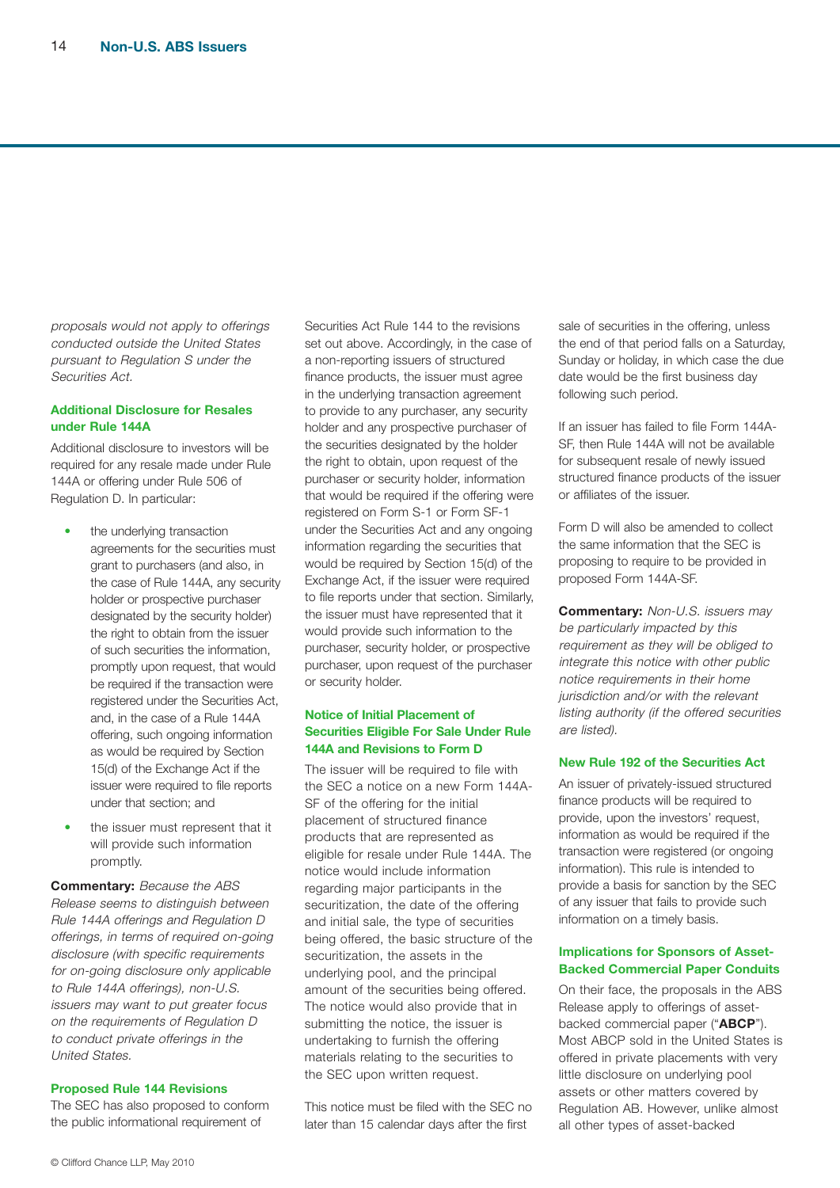*proposals would not apply to offerings conducted outside the United States pursuant to Regulation S under the Securities Act.*

### Additional Disclosure for Resales under Rule 144A

Additional disclosure to investors will be required for any resale made under Rule 144A or offering under Rule 506 of Regulation D. In particular:

- the underlying transaction agreements for the securities must grant to purchasers (and also, in the case of Rule 144A, any security holder or prospective purchaser designated by the security holder) the right to obtain from the issuer of such securities the information, promptly upon request, that would be required if the transaction were registered under the Securities Act, and, in the case of a Rule 144A offering, such ongoing information as would be required by Section 15(d) of the Exchange Act if the issuer were required to file reports under that section; and
- the issuer must represent that it will provide such information promptly.

**Commentary:** *Because the ABS Release seems to distinguish between Rule 144A offerings and Regulation D offerings, in terms of required on-going disclosure (with specific requirements for on-going disclosure only applicable to Rule 144A offerings), non-U.S. issuers may want to put greater focus on the requirements of Regulation D to conduct private offerings in the United States.*

### Proposed Rule 144 Revisions

The SEC has also proposed to conform the public informational requirement of Securities Act Rule 144 to the revisions set out above. Accordingly, in the case of a non-reporting issuers of structured finance products, the issuer must agree in the underlying transaction agreement to provide to any purchaser, any security holder and any prospective purchaser of the securities designated by the holder the right to obtain, upon request of the purchaser or security holder, information that would be required if the offering were registered on Form S-1 or Form SF-1 under the Securities Act and any ongoing information regarding the securities that would be required by Section 15(d) of the Exchange Act, if the issuer were required to file reports under that section. Similarly, the issuer must have represented that it would provide such information to the purchaser, security holder, or prospective purchaser, upon request of the purchaser or security holder.

### Notice of Initial Placement of Securities Eligible For Sale Under Rule 144A and Revisions to Form D

The issuer will be required to file with the SEC a notice on a new Form 144A-SF of the offering for the initial placement of structured finance products that are represented as eligible for resale under Rule 144A. The notice would include information regarding major participants in the securitization, the date of the offering and initial sale, the type of securities being offered, the basic structure of the securitization, the assets in the underlying pool, and the principal amount of the securities being offered. The notice would also provide that in submitting the notice, the issuer is undertaking to furnish the offering materials relating to the securities to the SEC upon written request.

This notice must be filed with the SEC no later than 15 calendar days after the first sale of securities in the offering, unless the end of that period falls on a Saturday, Sunday or holiday, in which case the due date would be the first business day following such period.

If an issuer has failed to file Form 144A-SF, then Rule 144A will not be available for subsequent resale of newly issued structured finance products of the issuer or affiliates of the issuer.

Form D will also be amended to collect the same information that the SEC is proposing to require to be provided in proposed Form 144A-SF.

**Commentary:** *Non-U.S. issuers may be particularly impacted by this requirement as they will be obliged to integrate this notice with other public notice requirements in their home jurisdiction and/or with the relevant listing authority (if the offered securities are listed).*

### New Rule 192 of the Securities Act

An issuer of privately-issued structured finance products will be required to provide, upon the investors' request, information as would be required if the transaction were registered (or ongoing information). This rule is intended to provide a basis for sanction by the SEC of any issuer that fails to provide such information on a timely basis.

### Implications for Sponsors of Asset-Backed Commercial Paper Conduits

On their face, the proposals in the ABS Release apply to offerings of asset-backed commercial paper ("**ABCP**"). Most ABCP sold in the United States is offered in private placements with very little disclosure on underlying pool assets or other matters covered by Regulation AB. However, unlike almost all other types of asset-backed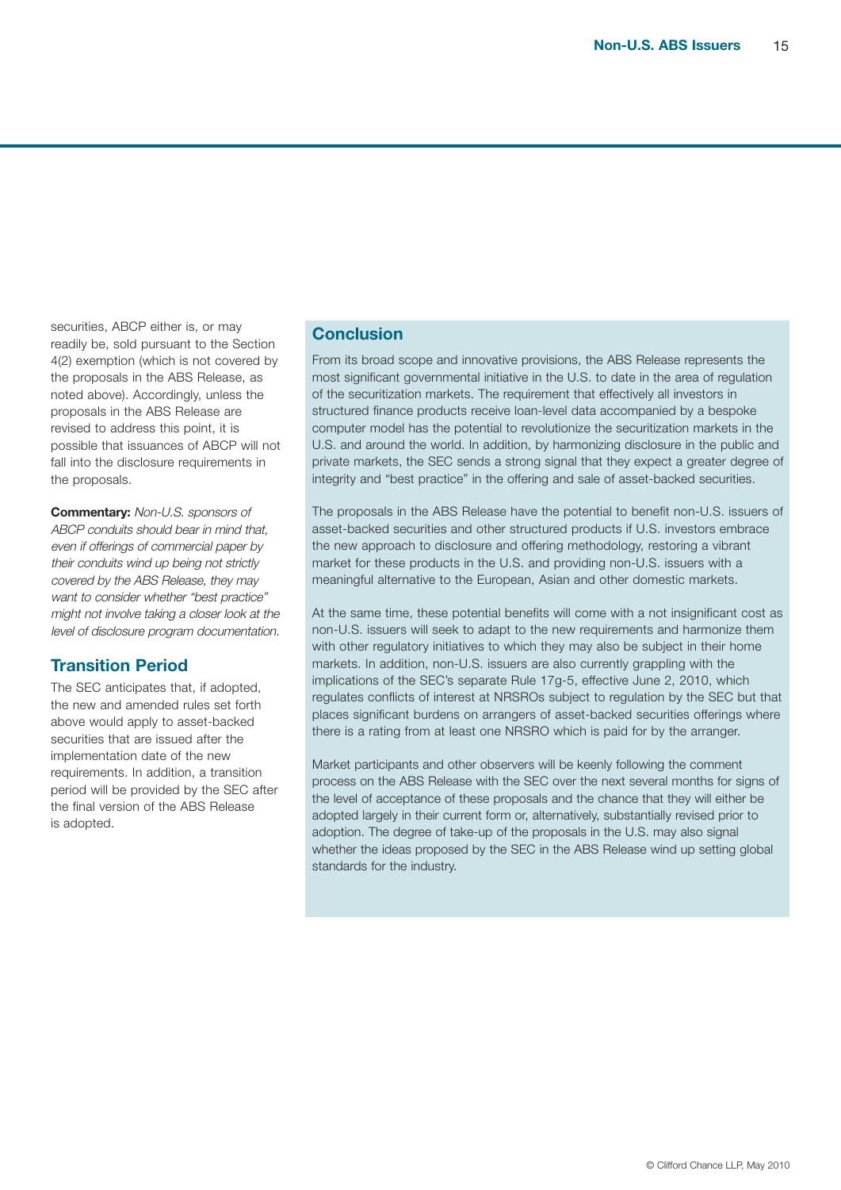securities, ABCP either is, or may readily be, sold pursuant to the Section 4(2) exemption (which is not covered by the proposals in the ABS Release, as noted above). Accordingly, unless the proposals in the ABS Release are revised to address this point, it is possible that issuances of ABCP will not fall into the disclosure requirements in the proposals.

**Commentary:** *Non-U.S. sponsors of ABCP conduits should bear in mind that, even if offerings of commercial paper by their conduits wind up being not strictly covered by the ABS Release, they may want to consider whether "best practice" might not involve taking a closer look at the level of disclosure program documentation.*

## Transition Period

The SEC anticipates that, if adopted, the new and amended rules set forth above would apply to asset-backed securities that are issued after the implementation date of the new requirements. In addition, a transition period will be provided by the SEC after the final version of the ABS Release is adopted.

## Conclusion

From its broad scope and innovative provisions, the ABS Release represents the most significant governmental initiative in the U.S. to date in the area of regulation of the securitization markets. The requirement that effectively all investors in structured finance products receive loan-level data accompanied by a bespoke computer model has the potential to revolutionize the securitization markets in the U.S. and around the world. In addition, by harmonizing disclosure in the public and private markets, the SEC sends a strong signal that they expect a greater degree of integrity and "best practice" in the offering and sale of asset-backed securities.

The proposals in the ABS Release have the potential to benefit non-U.S. issuers of asset-backed securities and other structured products if U.S. investors embrace the new approach to disclosure and offering methodology, restoring a vibrant market for these products in the U.S. and providing non-U.S. issuers with a meaningful alternative to the European, Asian and other domestic markets.

At the same time, these potential benefits will come with a not insignificant cost as non-U.S. issuers will seek to adapt to the new requirements and harmonize them with other regulatory initiatives to which they may also be subject in their home markets. In addition, non-U.S. issuers are also currently grappling with the implications of the SEC's separate Rule 17g-5, effective June 2, 2010, which regulates conflicts of interest at NRSROs subject to regulation by the SEC but that places significant burdens on arrangers of asset-backed securities offerings where there is a rating from at least one NRSRO which is paid for by the arranger.

Market participants and other observers will be keenly following the comment process on the ABS Release with the SEC over the next several months for signs of the level of acceptance of these proposals and the chance that they will either be adopted largely in their current form or, alternatively, substantially revised prior to adoption. The degree of take-up of the proposals in the U.S. may also signal whether the ideas proposed by the SEC in the ABS Release wind up setting global standards for the industry.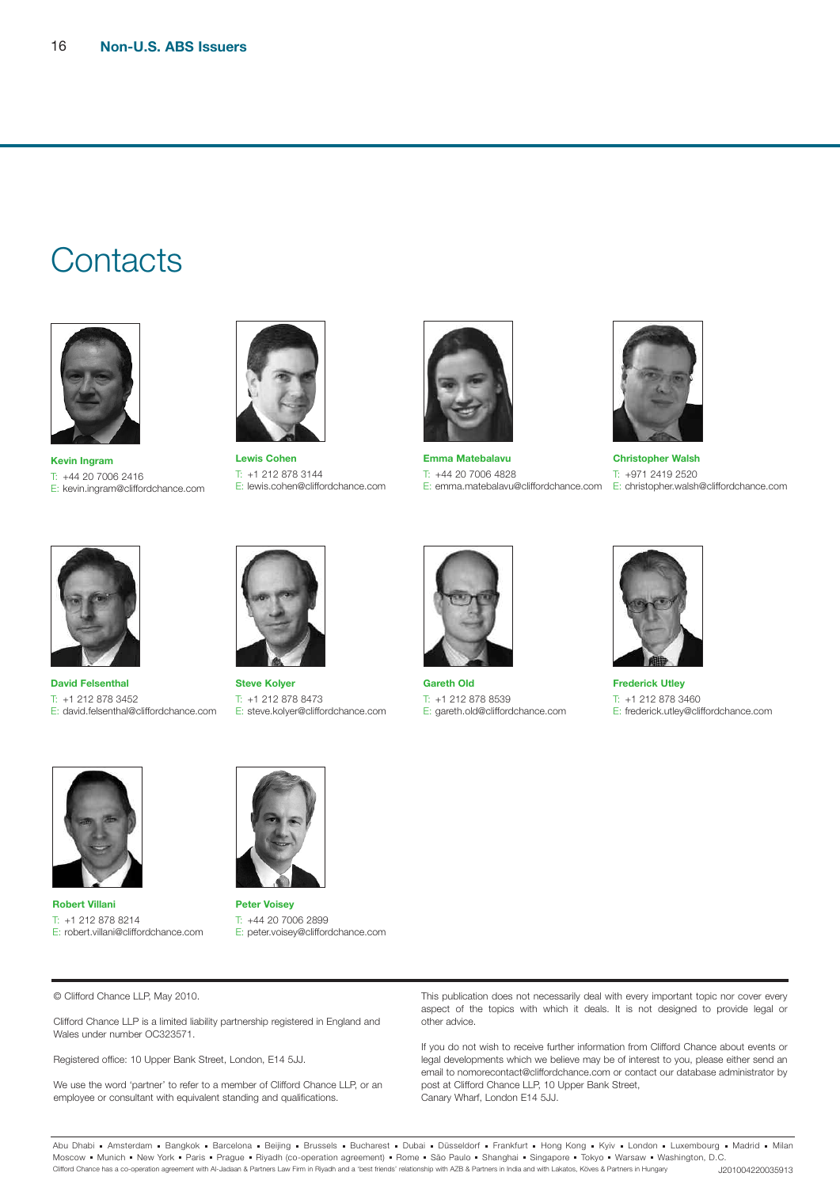# Contacts

**Kevin Ingram**
T: +44 20 7006 2416
E: kevin.ingram@cliffordchance.com

**Lewis Cohen**
T: +1 212 878 3144
E: lewis.cohen@cliffordchance.com

**Emma Matebalavu**
T: +44 20 7006 4828
E: emma.matebalavu@cliffordchance.com

**Christopher Walsh**
T: +971 2419 2520
E: christopher.walsh@cliffordchance.com

**David Felsenthal**
T: +1 212 878 3452
E: david.felsenthal@cliffordchance.com

**Steve Kolyer**
T: +1 212 878 8473
E: steve.kolyer@cliffordchance.com

**Gareth Old**
T: +1 212 878 8539
E: gareth.old@cliffordchance.com

**Frederick Utley**
T: +1 212 878 3460
E: frederick.utley@cliffordchance.com

**Robert Villani**
T: +1 212 878 8214
E: robert.villani@cliffordchance.com

**Peter Voisey**
T: +44 20 7006 2899
E: peter.voisey@cliffordchance.com

---

© Clifford Chance LLP, May 2010.

Clifford Chance LLP is a limited liability partnership registered in England and Wales under number OC323571.

Registered office: 10 Upper Bank Street, London, E14 5JJ.

We use the word 'partner' to refer to a member of Clifford Chance LLP, or an employee or consultant with equivalent standing and qualifications.

This publication does not necessarily deal with every important topic nor cover every aspect of the topics with which it deals. It is not designed to provide legal or other advice.

If you do not wish to receive further information from Clifford Chance about events or legal developments which we believe may be of interest to you, please either send an email to nomorecontact@cliffordchance.com or contact our database administrator by post at Clifford Chance LLP, 10 Upper Bank Street, Canary Wharf, London E14 5JJ.

Abu Dhabi ▪ Amsterdam ▪ Bangkok ▪ Barcelona ▪ Beijing ▪ Brussels ▪ Bucharest ▪ Dubai ▪ Düsseldorf ▪ Frankfurt ▪ Hong Kong ▪ Kyiv ▪ London ▪ Luxembourg ▪ Madrid ▪ Milan Moscow ▪ Munich ▪ New York ▪ Paris ▪ Prague ▪ Riyadh (co-operation agreement) ▪ Rome ▪ São Paulo ▪ Shanghai ▪ Singapore ▪ Tokyo ▪ Warsaw ▪ Washington, D.C.
Clifford Chance has a co-operation agreement with Al-Jadaan & Partners Law Firm in Riyadh and a 'best friends' relationship with AZB & Partners in India and with Lakatos, Köves & Partners in Hungary

J201004220035913